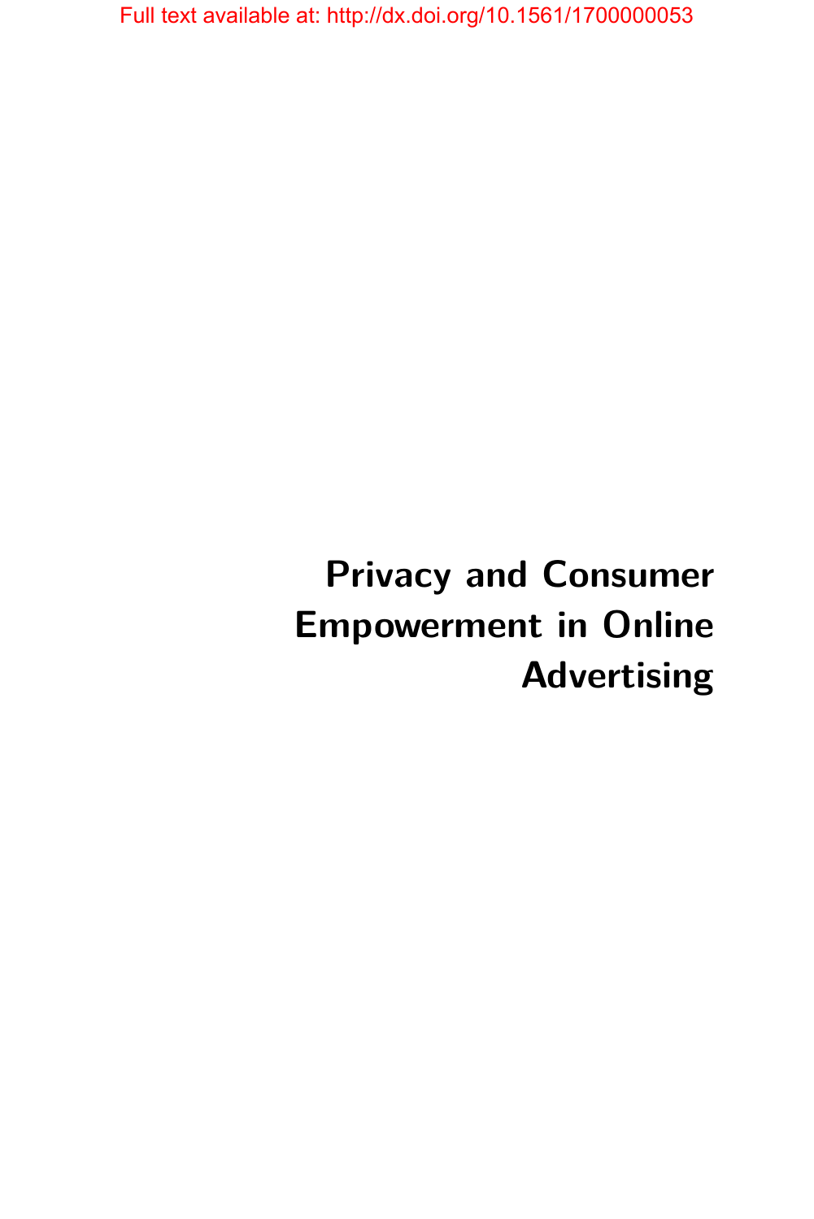Full text available at: http://dx.doi.org/10.1561/1700000053

# Privacy and Consumer Empowerment in Online Advertising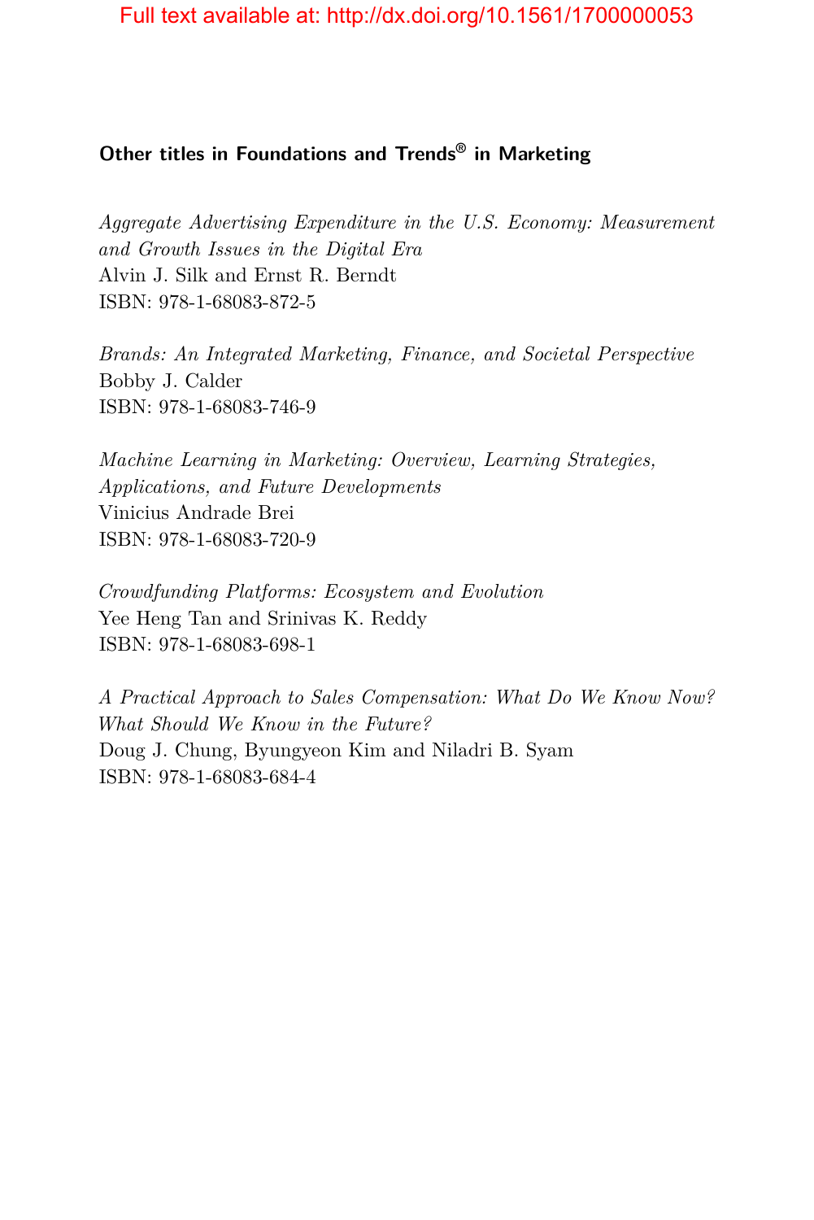## Other titles in Foundations and Trends® in Marketing

*Aggregate Advertising Expenditure in the U.S. Economy: Measurement and Growth Issues in the Digital Era*
Alvin J. Silk and Ernst R. Berndt
ISBN: 978-1-68083-872-5

*Brands: An Integrated Marketing, Finance, and Societal Perspective*
Bobby J. Calder
ISBN: 978-1-68083-746-9

*Machine Learning in Marketing: Overview, Learning Strategies, Applications, and Future Developments*
Vinicius Andrade Brei
ISBN: 978-1-68083-720-9

*Crowdfunding Platforms: Ecosystem and Evolution*
Yee Heng Tan and Srinivas K. Reddy
ISBN: 978-1-68083-698-1

*A Practical Approach to Sales Compensation: What Do We Know Now? What Should We Know in the Future?*
Doug J. Chung, Byungyeon Kim and Niladri B. Syam
ISBN: 978-1-68083-684-4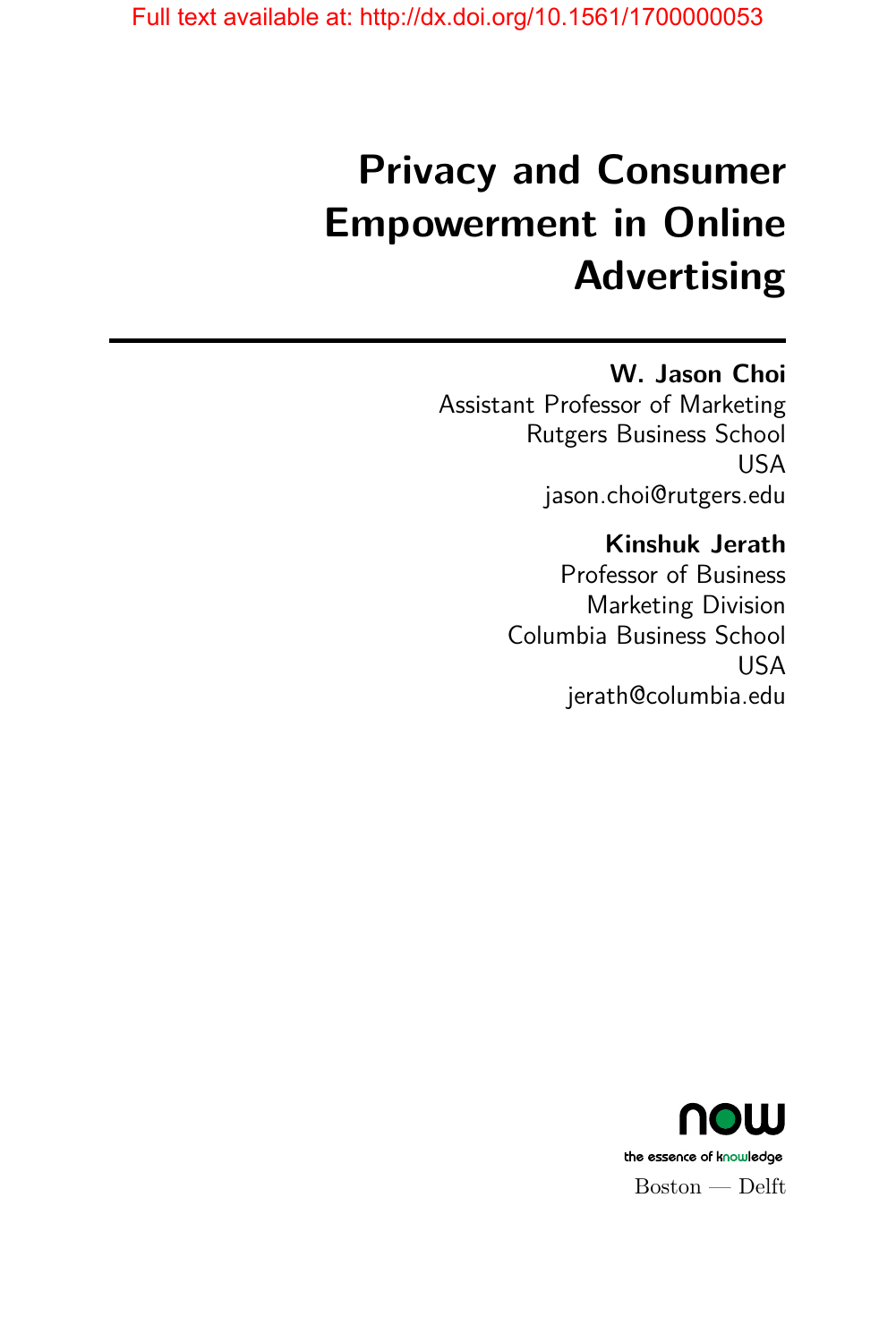# Privacy and Consumer Empowerment in Online Advertising

**W. Jason Choi**
Assistant Professor of Marketing
Rutgers Business School
USA
jason.choi@rutgers.edu

**Kinshuk Jerath**
Professor of Business
Marketing Division
Columbia Business School
USA
jerath@columbia.edu

now
the essence of knowledge
Boston — Delft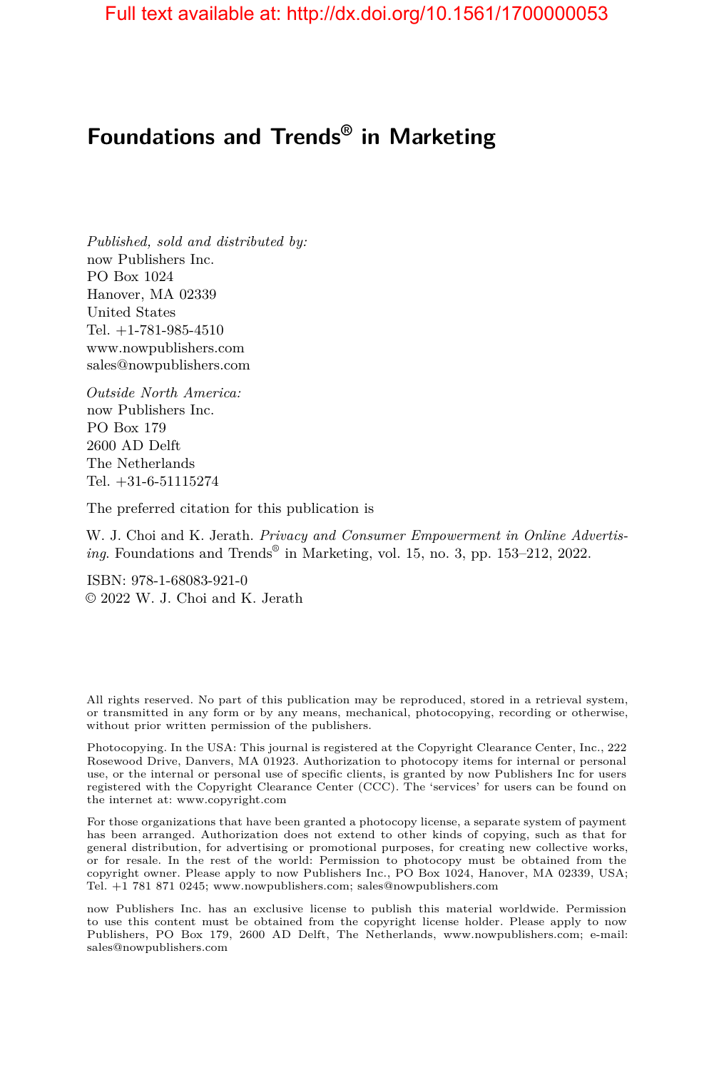# Foundations and Trends® in Marketing

*Published, sold and distributed by:*
now Publishers Inc.
PO Box 1024
Hanover, MA 02339
United States
Tel. +1-781-985-4510
www.nowpublishers.com
sales@nowpublishers.com

*Outside North America:*
now Publishers Inc.
PO Box 179
2600 AD Delft
The Netherlands
Tel. +31-6-51115274

The preferred citation for this publication is

W. J. Choi and K. Jerath. *Privacy and Consumer Empowerment in Online Advertising*. Foundations and Trends® in Marketing, vol. 15, no. 3, pp. 153–212, 2022.

ISBN: 978-1-68083-921-0
© 2022 W. J. Choi and K. Jerath

All rights reserved. No part of this publication may be reproduced, stored in a retrieval system, or transmitted in any form or by any means, mechanical, photocopying, recording or otherwise, without prior written permission of the publishers.

Photocopying. In the USA: This journal is registered at the Copyright Clearance Center, Inc., 222 Rosewood Drive, Danvers, MA 01923. Authorization to photocopy items for internal or personal use, or the internal or personal use of specific clients, is granted by now Publishers Inc for users registered with the Copyright Clearance Center (CCC). The 'services' for users can be found on the internet at: www.copyright.com

For those organizations that have been granted a photocopy license, a separate system of payment has been arranged. Authorization does not extend to other kinds of copying, such as that for general distribution, for advertising or promotional purposes, for creating new collective works, or for resale. In the rest of the world: Permission to photocopy must be obtained from the copyright owner. Please apply to now Publishers Inc., PO Box 1024, Hanover, MA 02339, USA; Tel. +1 781 871 0245; www.nowpublishers.com; sales@nowpublishers.com

now Publishers Inc. has an exclusive license to publish this material worldwide. Permission to use this content must be obtained from the copyright license holder. Please apply to now Publishers, PO Box 179, 2600 AD Delft, The Netherlands, www.nowpublishers.com; e-mail: sales@nowpublishers.com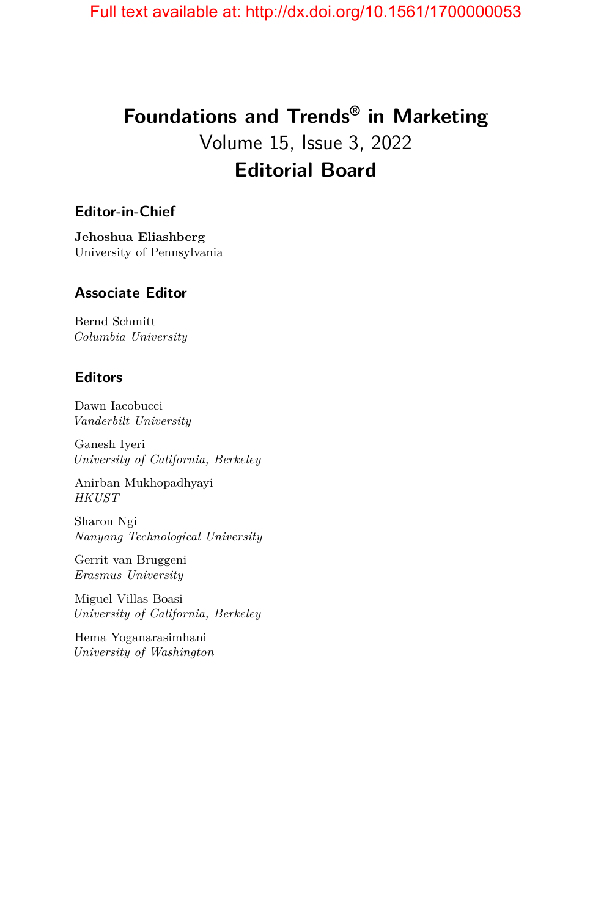Full text available at: http://dx.doi.org/10.1561/1700000053

# Foundations and Trends® in Marketing

Volume 15, Issue 3, 2022

## Editorial Board

### Editor-in-Chief

**Jehoshua Eliashberg**
University of Pennsylvania

### Associate Editor

Bernd Schmitt
*Columbia University*

### Editors

Dawn Iacobucci
*Vanderbilt University*

Ganesh Iyeri
*University of California, Berkeley*

Anirban Mukhopadhyayi
*HKUST*

Sharon Ngi
*Nanyang Technological University*

Gerrit van Bruggeni
*Erasmus University*

Miguel Villas Boasi
*University of California, Berkeley*

Hema Yoganarasimhani
*University of Washington*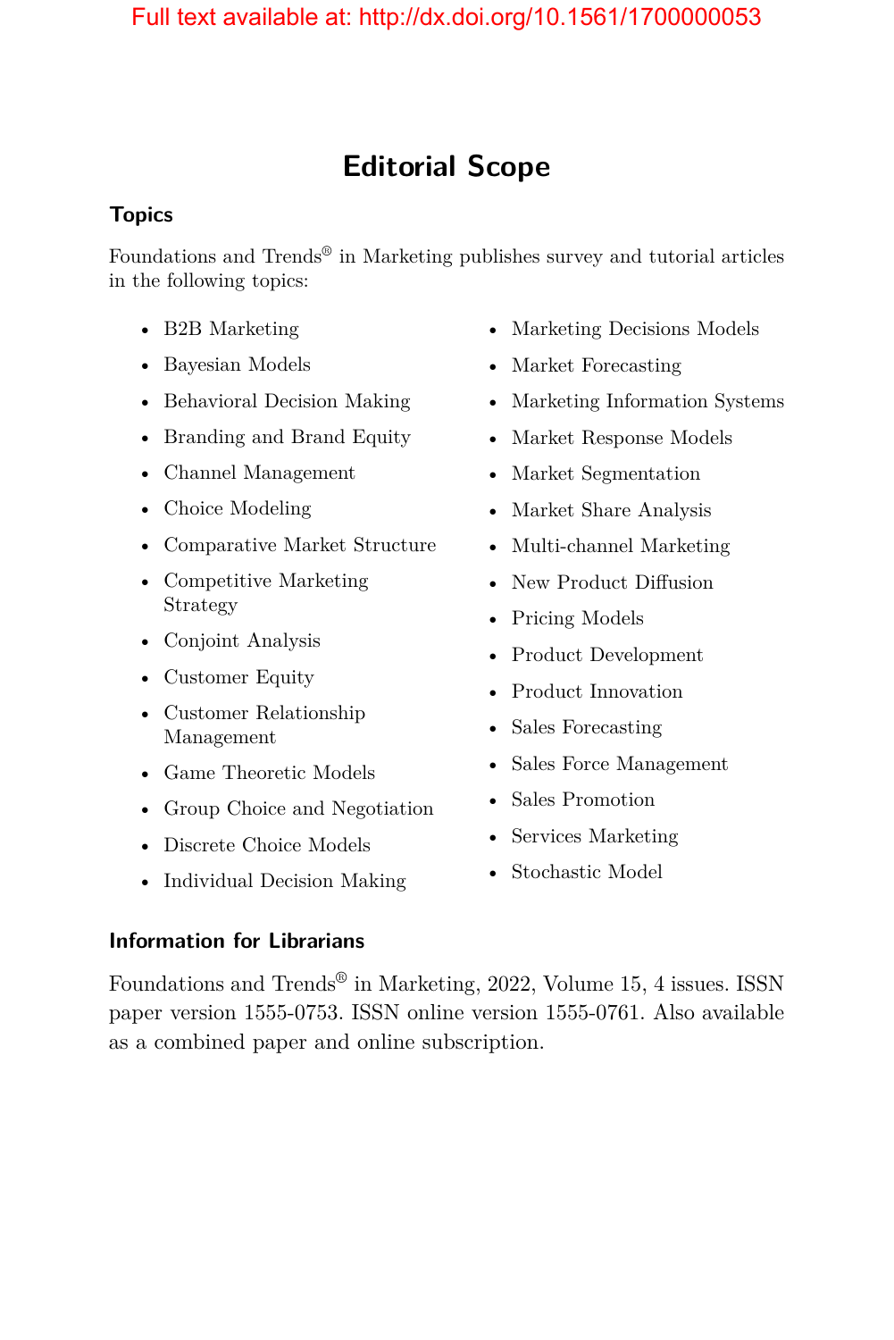# Editorial Scope

### Topics

Foundations and Trends® in Marketing publishes survey and tutorial articles in the following topics:

- B2B Marketing
- Bayesian Models
- Behavioral Decision Making
- Branding and Brand Equity
- Channel Management
- Choice Modeling
- Comparative Market Structure
- Competitive Marketing Strategy
- Conjoint Analysis
- Customer Equity
- Customer Relationship Management
- Game Theoretic Models
- Group Choice and Negotiation
- Discrete Choice Models
- Individual Decision Making
- Marketing Decisions Models
- Market Forecasting
- Marketing Information Systems
- Market Response Models
- Market Segmentation
- Market Share Analysis
- Multi-channel Marketing
- New Product Diffusion
- Pricing Models
- Product Development
- Product Innovation
- Sales Forecasting
- Sales Force Management
- Sales Promotion
- Services Marketing
- Stochastic Model

### Information for Librarians

Foundations and Trends® in Marketing, 2022, Volume 15, 4 issues. ISSN paper version 1555-0753. ISSN online version 1555-0761. Also available as a combined paper and online subscription.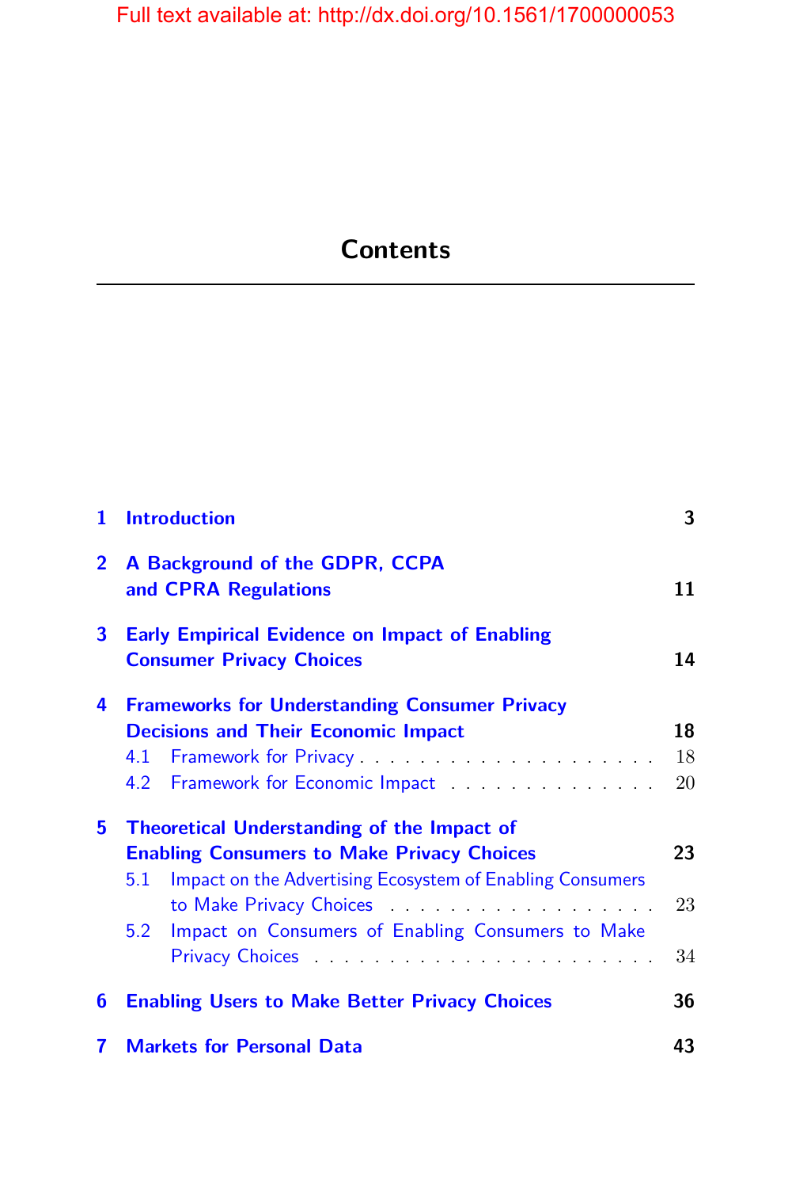# Contents

**1 Introduction** **3**

**2 A Background of the GDPR, CCPA and CPRA Regulations** **11**

**3 Early Empirical Evidence on Impact of Enabling Consumer Privacy Choices** **14**

**4 Frameworks for Understanding Consumer Privacy Decisions and Their Economic Impact** **18**

- 4.1 Framework for Privacy . . . . . . . . . . . . . . . . . . . . 18
- 4.2 Framework for Economic Impact . . . . . . . . . . . . . . 20

**5 Theoretical Understanding of the Impact of Enabling Consumers to Make Privacy Choices** **23**

- 5.1 Impact on the Advertising Ecosystem of Enabling Consumers to Make Privacy Choices . . . . . . . . . . . . . . . . . . . 23
- 5.2 Impact on Consumers of Enabling Consumers to Make Privacy Choices . . . . . . . . . . . . . . . . . . . . . . . . 34

**6 Enabling Users to Make Better Privacy Choices** **36**

**7 Markets for Personal Data** **43**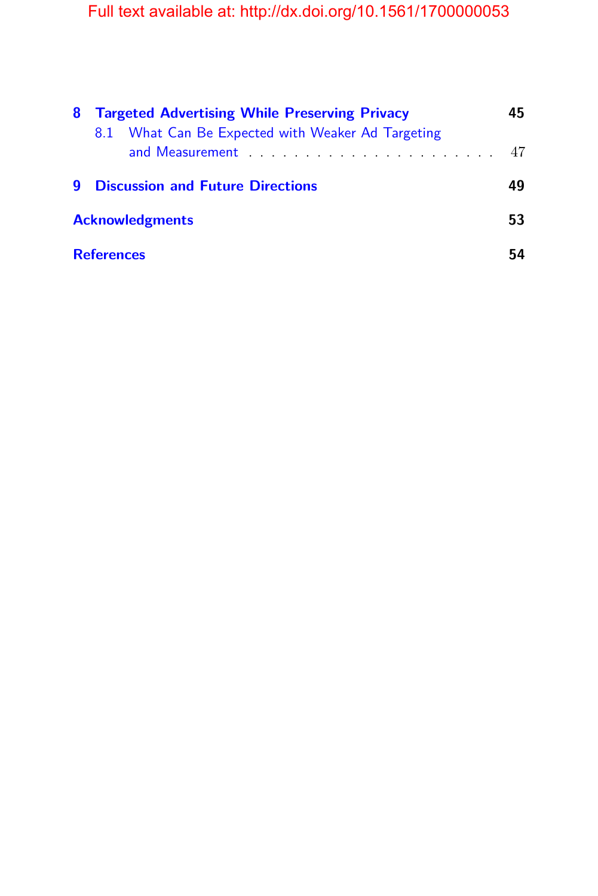**8 Targeted Advertising While Preserving Privacy** **45**

8.1 What Can Be Expected with Weaker Ad Targeting and Measurement . . . . . . . . . . . . . . . . . . . . . . 47

**9 Discussion and Future Directions** **49**

**Acknowledgments** **53**

**References** **54**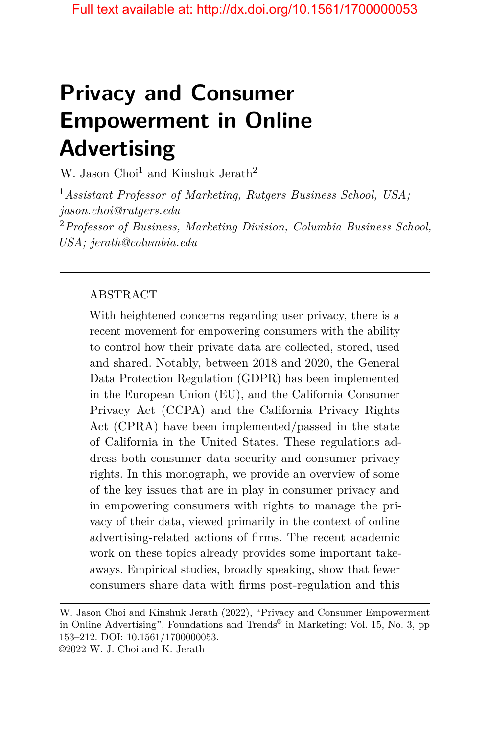# Privacy and Consumer Empowerment in Online Advertising

W. Jason Choi[1] and Kinshuk Jerath[2]

[1]*Assistant Professor of Marketing, Rutgers Business School, USA; jason.choi@rutgers.edu*

[2]*Professor of Business, Marketing Division, Columbia Business School, USA; jerath@columbia.edu*

---

ABSTRACT

With heightened concerns regarding user privacy, there is a recent movement for empowering consumers with the ability to control how their private data are collected, stored, used and shared. Notably, between 2018 and 2020, the General Data Protection Regulation (GDPR) has been implemented in the European Union (EU), and the California Consumer Privacy Act (CCPA) and the California Privacy Rights Act (CPRA) have been implemented/passed in the state of California in the United States. These regulations address both consumer data security and consumer privacy rights. In this monograph, we provide an overview of some of the key issues that are in play in consumer privacy and in empowering consumers with rights to manage the privacy of their data, viewed primarily in the context of online advertising-related actions of firms. The recent academic work on these topics already provides some important takeaways. Empirical studies, broadly speaking, show that fewer consumers share data with firms post-regulation and this

---

W. Jason Choi and Kinshuk Jerath (2022), "Privacy and Consumer Empowerment in Online Advertising", Foundations and Trends® in Marketing: Vol. 15, No. 3, pp 153–212. DOI: 10.1561/1700000053.
©2022 W. J. Choi and K. Jerath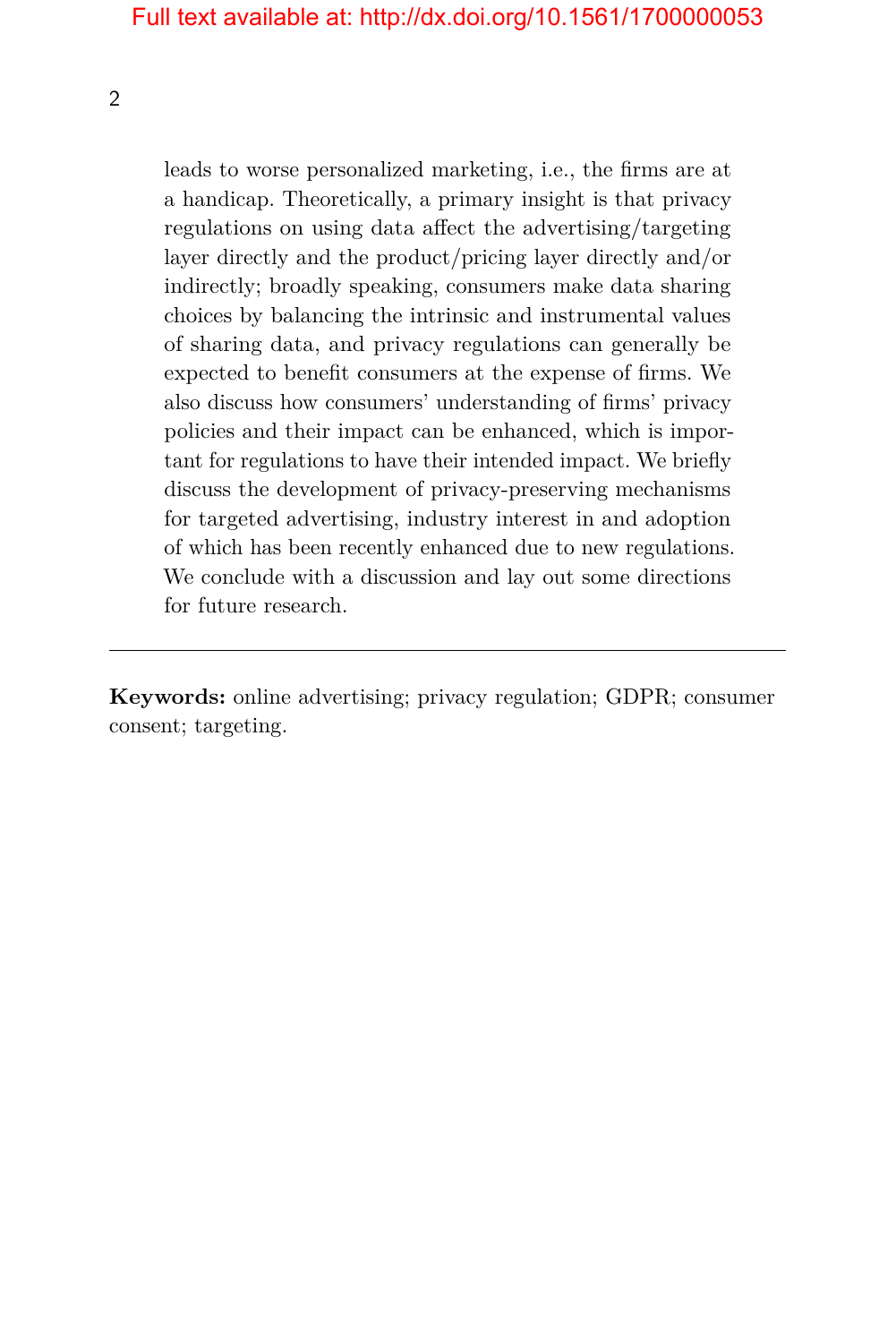leads to worse personalized marketing, i.e., the firms are at a handicap. Theoretically, a primary insight is that privacy regulations on using data affect the advertising/targeting layer directly and the product/pricing layer directly and/or indirectly; broadly speaking, consumers make data sharing choices by balancing the intrinsic and instrumental values of sharing data, and privacy regulations can generally be expected to benefit consumers at the expense of firms. We also discuss how consumers' understanding of firms' privacy policies and their impact can be enhanced, which is important for regulations to have their intended impact. We briefly discuss the development of privacy-preserving mechanisms for targeted advertising, industry interest in and adoption of which has been recently enhanced due to new regulations. We conclude with a discussion and lay out some directions for future research.

---

**Keywords:** online advertising; privacy regulation; GDPR; consumer consent; targeting.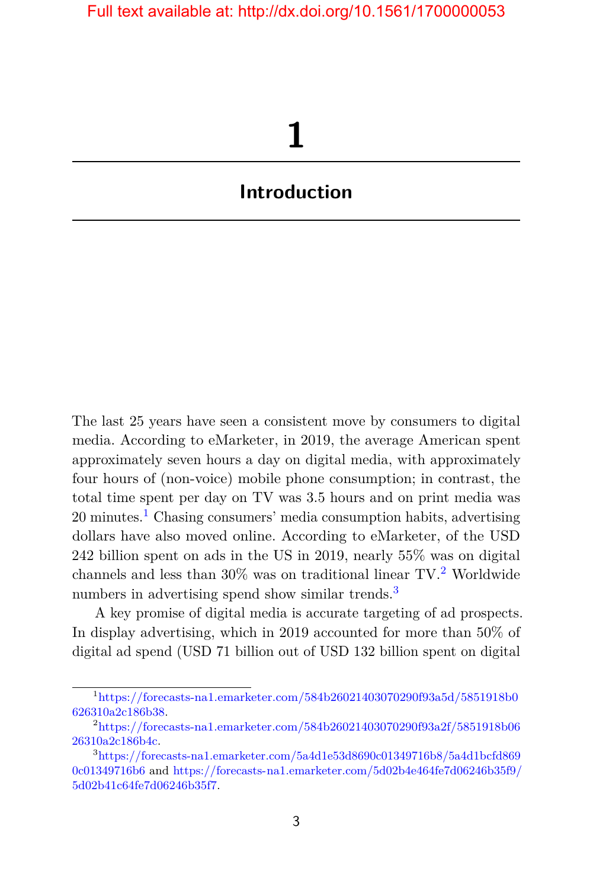# 1

## Introduction

The last 25 years have seen a consistent move by consumers to digital media. According to eMarketer, in 2019, the average American spent approximately seven hours a day on digital media, with approximately four hours of (non-voice) mobile phone consumption; in contrast, the total time spent per day on TV was 3.5 hours and on print media was 20 minutes.[1] Chasing consumers' media consumption habits, advertising dollars have also moved online. According to eMarketer, of the USD 242 billion spent on ads in the US in 2019, nearly 55% was on digital channels and less than 30% was on traditional linear TV.[2] Worldwide numbers in advertising spend show similar trends.[3]

A key promise of digital media is accurate targeting of ad prospects. In display advertising, which in 2019 accounted for more than 50% of digital ad spend (USD 71 billion out of USD 132 billion spent on digital

---

[1] https://forecasts-na1.emarketer.com/584b26021403070290f93a5d/5851918b0626310a2c186b38.

[2] https://forecasts-na1.emarketer.com/584b26021403070290f93a2f/5851918b0626310a2c186b4c.

[3] https://forecasts-na1.emarketer.com/5a4d1e53d8690c01349716b8/5a4d1bcfd8690c01349716b6 and https://forecasts-na1.emarketer.com/5d02b4e464fe7d06246b35f9/5d02b41c64fe7d06246b35f7.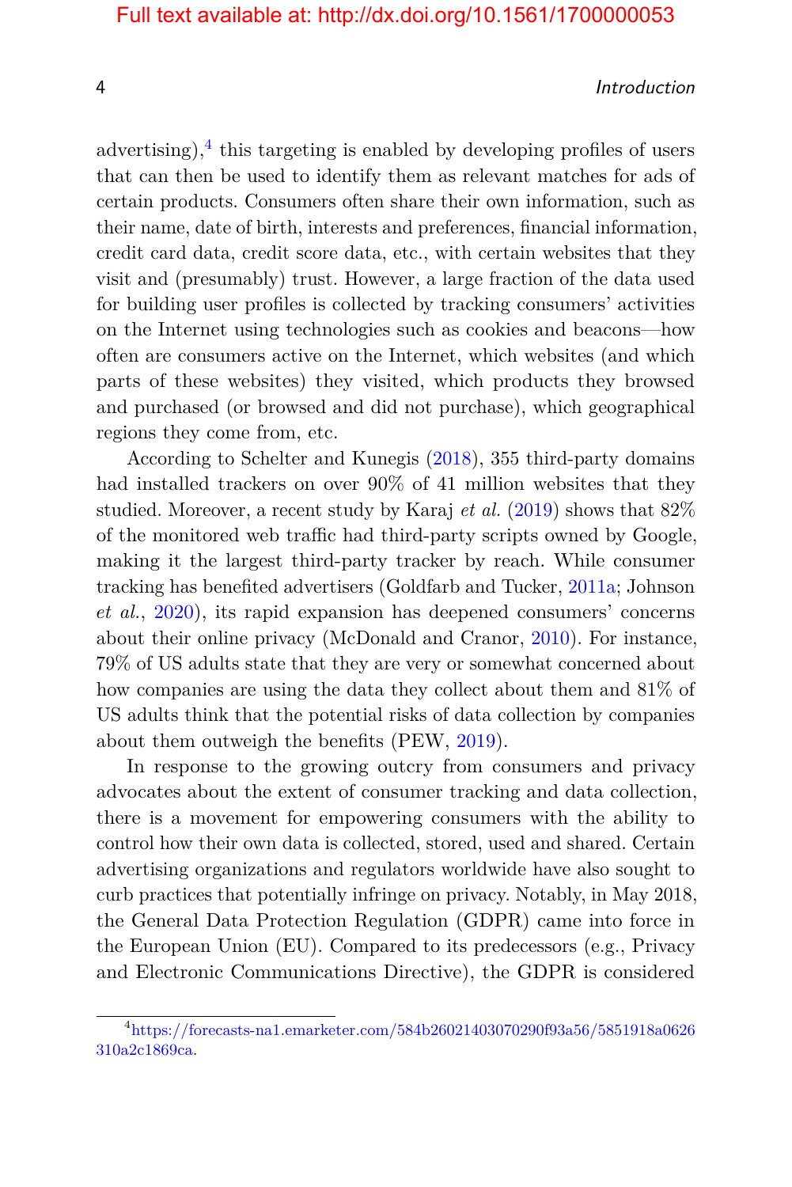advertising),[4] this targeting is enabled by developing profiles of users that can then be used to identify them as relevant matches for ads of certain products. Consumers often share their own information, such as their name, date of birth, interests and preferences, financial information, credit card data, credit score data, etc., with certain websites that they visit and (presumably) trust. However, a large fraction of the data used for building user profiles is collected by tracking consumers' activities on the Internet using technologies such as cookies and beacons—how often are consumers active on the Internet, which websites (and which parts of these websites) they visited, which products they browsed and purchased (or browsed and did not purchase), which geographical regions they come from, etc.

According to Schelter and Kunegis (2018), 355 third-party domains had installed trackers on over 90% of 41 million websites that they studied. Moreover, a recent study by Karaj *et al.* (2019) shows that 82% of the monitored web traffic had third-party scripts owned by Google, making it the largest third-party tracker by reach. While consumer tracking has benefited advertisers (Goldfarb and Tucker, 2011a; Johnson *et al.*, 2020), its rapid expansion has deepened consumers' concerns about their online privacy (McDonald and Cranor, 2010). For instance, 79% of US adults state that they are very or somewhat concerned about how companies are using the data they collect about them and 81% of US adults think that the potential risks of data collection by companies about them outweigh the benefits (PEW, 2019).

In response to the growing outcry from consumers and privacy advocates about the extent of consumer tracking and data collection, there is a movement for empowering consumers with the ability to control how their own data is collected, stored, used and shared. Certain advertising organizations and regulators worldwide have also sought to curb practices that potentially infringe on privacy. Notably, in May 2018, the General Data Protection Regulation (GDPR) came into force in the European Union (EU). Compared to its predecessors (e.g., Privacy and Electronic Communications Directive), the GDPR is considered

[4] https://forecasts-na1.emarketer.com/584b26021403070290f93a56/5851918a0626310a2c1869ca.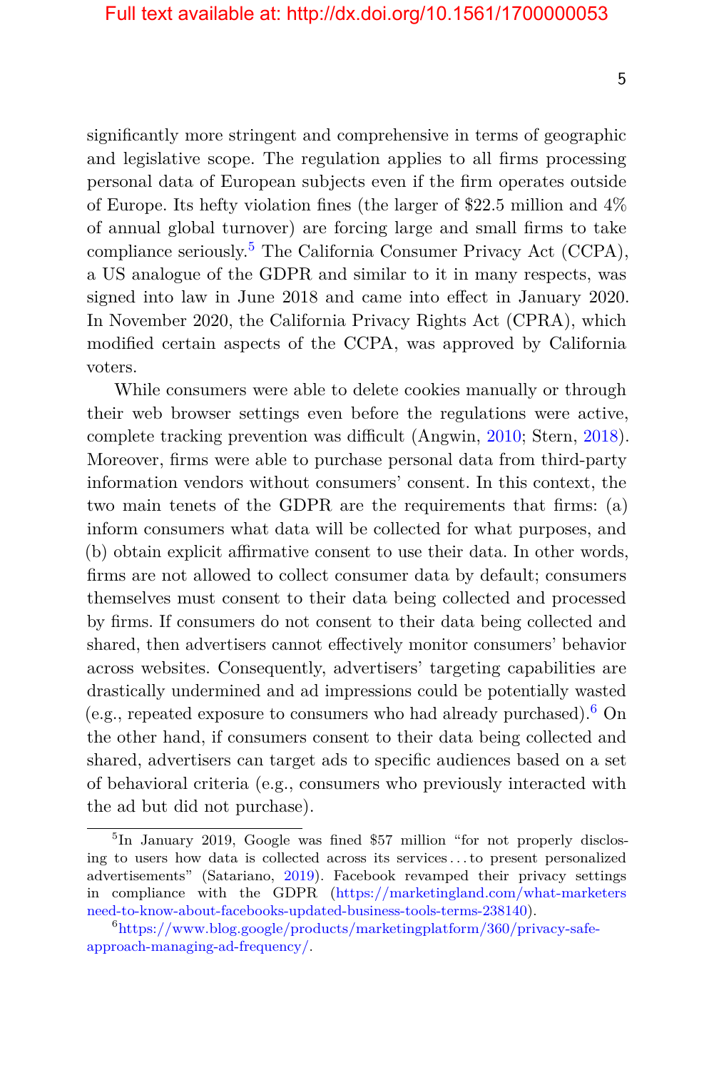significantly more stringent and comprehensive in terms of geographic and legislative scope. The regulation applies to all firms processing personal data of European subjects even if the firm operates outside of Europe. Its hefty violation fines (the larger of $22.5 million and 4% of annual global turnover) are forcing large and small firms to take compliance seriously.[5] The California Consumer Privacy Act (CCPA), a US analogue of the GDPR and similar to it in many respects, was signed into law in June 2018 and came into effect in January 2020. In November 2020, the California Privacy Rights Act (CPRA), which modified certain aspects of the CCPA, was approved by California voters.

While consumers were able to delete cookies manually or through their web browser settings even before the regulations were active, complete tracking prevention was difficult (Angwin, 2010; Stern, 2018). Moreover, firms were able to purchase personal data from third-party information vendors without consumers' consent. In this context, the two main tenets of the GDPR are the requirements that firms: (a) inform consumers what data will be collected for what purposes, and (b) obtain explicit affirmative consent to use their data. In other words, firms are not allowed to collect consumer data by default; consumers themselves must consent to their data being collected and processed by firms. If consumers do not consent to their data being collected and shared, then advertisers cannot effectively monitor consumers' behavior across websites. Consequently, advertisers' targeting capabilities are drastically undermined and ad impressions could be potentially wasted (e.g., repeated exposure to consumers who had already purchased).[6] On the other hand, if consumers consent to their data being collected and shared, advertisers can target ads to specific audiences based on a set of behavioral criteria (e.g., consumers who previously interacted with the ad but did not purchase).

---

[5] In January 2019, Google was fined $57 million "for not properly disclosing to users how data is collected across its services . . . to present personalized advertisements" (Satariano, 2019). Facebook revamped their privacy settings in compliance with the GDPR (https://marketingland.com/what-marketers need-to-know-about-facebooks-updated-business-tools-terms-238140).

[6] https://www.blog.google/products/marketingplatform/360/privacy-safe-approach-managing-ad-frequency/.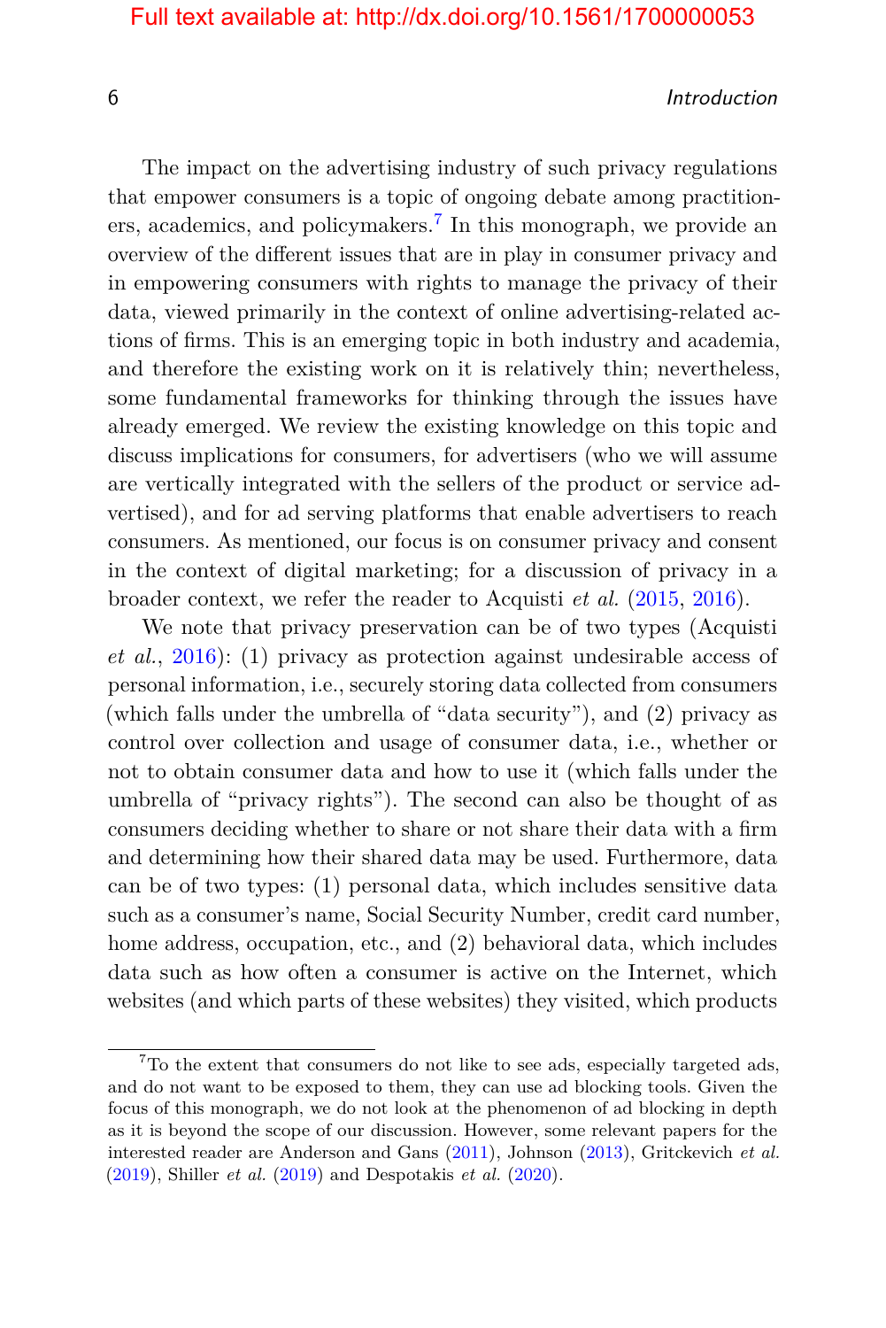The impact on the advertising industry of such privacy regulations that empower consumers is a topic of ongoing debate among practitioners, academics, and policymakers.[7] In this monograph, we provide an overview of the different issues that are in play in consumer privacy and in empowering consumers with rights to manage the privacy of their data, viewed primarily in the context of online advertising-related actions of firms. This is an emerging topic in both industry and academia, and therefore the existing work on it is relatively thin; nevertheless, some fundamental frameworks for thinking through the issues have already emerged. We review the existing knowledge on this topic and discuss implications for consumers, for advertisers (who we will assume are vertically integrated with the sellers of the product or service advertised), and for ad serving platforms that enable advertisers to reach consumers. As mentioned, our focus is on consumer privacy and consent in the context of digital marketing; for a discussion of privacy in a broader context, we refer the reader to Acquisti *et al.* (2015, 2016).

We note that privacy preservation can be of two types (Acquisti *et al.*, 2016): (1) privacy as protection against undesirable access of personal information, i.e., securely storing data collected from consumers (which falls under the umbrella of "data security"), and (2) privacy as control over collection and usage of consumer data, i.e., whether or not to obtain consumer data and how to use it (which falls under the umbrella of "privacy rights"). The second can also be thought of as consumers deciding whether to share or not share their data with a firm and determining how their shared data may be used. Furthermore, data can be of two types: (1) personal data, which includes sensitive data such as a consumer's name, Social Security Number, credit card number, home address, occupation, etc., and (2) behavioral data, which includes data such as how often a consumer is active on the Internet, which websites (and which parts of these websites) they visited, which products

---

[7] To the extent that consumers do not like to see ads, especially targeted ads, and do not want to be exposed to them, they can use ad blocking tools. Given the focus of this monograph, we do not look at the phenomenon of ad blocking in depth as it is beyond the scope of our discussion. However, some relevant papers for the interested reader are Anderson and Gans (2011), Johnson (2013), Gritckevich *et al.* (2019), Shiller *et al.* (2019) and Despotakis *et al.* (2020).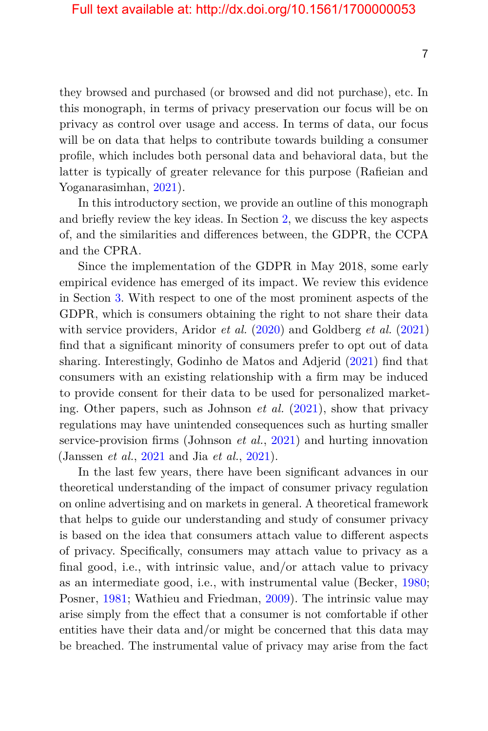they browsed and purchased (or browsed and did not purchase), etc. In this monograph, in terms of privacy preservation our focus will be on privacy as control over usage and access. In terms of data, our focus will be on data that helps to contribute towards building a consumer profile, which includes both personal data and behavioral data, but the latter is typically of greater relevance for this purpose (Rafieian and Yoganarasimhan, 2021).

In this introductory section, we provide an outline of this monograph and briefly review the key ideas. In Section 2, we discuss the key aspects of, and the similarities and differences between, the GDPR, the CCPA and the CPRA.

Since the implementation of the GDPR in May 2018, some early empirical evidence has emerged of its impact. We review this evidence in Section 3. With respect to one of the most prominent aspects of the GDPR, which is consumers obtaining the right to not share their data with service providers, Aridor *et al.* (2020) and Goldberg *et al.* (2021) find that a significant minority of consumers prefer to opt out of data sharing. Interestingly, Godinho de Matos and Adjerid (2021) find that consumers with an existing relationship with a firm may be induced to provide consent for their data to be used for personalized marketing. Other papers, such as Johnson *et al.* (2021), show that privacy regulations may have unintended consequences such as hurting smaller service-provision firms (Johnson *et al.*, 2021) and hurting innovation (Janssen *et al.*, 2021 and Jia *et al.*, 2021).

In the last few years, there have been significant advances in our theoretical understanding of the impact of consumer privacy regulation on online advertising and on markets in general. A theoretical framework that helps to guide our understanding and study of consumer privacy is based on the idea that consumers attach value to different aspects of privacy. Specifically, consumers may attach value to privacy as a final good, i.e., with intrinsic value, and/or attach value to privacy as an intermediate good, i.e., with instrumental value (Becker, 1980; Posner, 1981; Wathieu and Friedman, 2009). The intrinsic value may arise simply from the effect that a consumer is not comfortable if other entities have their data and/or might be concerned that this data may be breached. The instrumental value of privacy may arise from the fact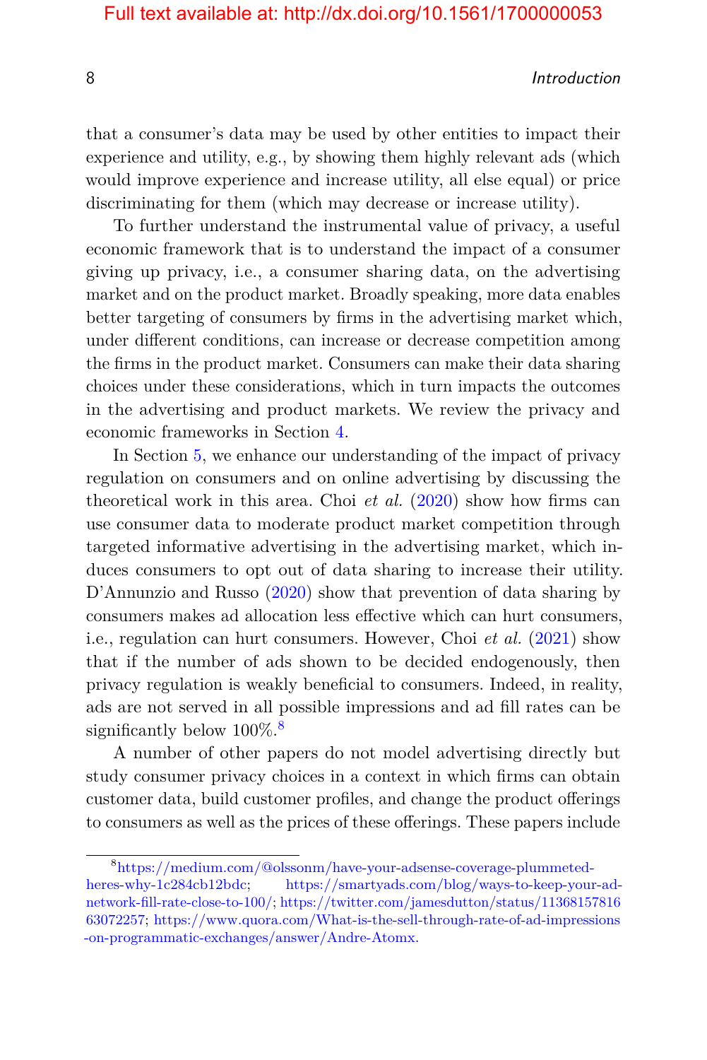that a consumer's data may be used by other entities to impact their experience and utility, e.g., by showing them highly relevant ads (which would improve experience and increase utility, all else equal) or price discriminating for them (which may decrease or increase utility).

To further understand the instrumental value of privacy, a useful economic framework that is to understand the impact of a consumer giving up privacy, i.e., a consumer sharing data, on the advertising market and on the product market. Broadly speaking, more data enables better targeting of consumers by firms in the advertising market which, under different conditions, can increase or decrease competition among the firms in the product market. Consumers can make their data sharing choices under these considerations, which in turn impacts the outcomes in the advertising and product markets. We review the privacy and economic frameworks in Section 4.

In Section 5, we enhance our understanding of the impact of privacy regulation on consumers and on online advertising by discussing the theoretical work in this area. Choi *et al.* (2020) show how firms can use consumer data to moderate product market competition through targeted informative advertising in the advertising market, which induces consumers to opt out of data sharing to increase their utility. D'Annunzio and Russo (2020) show that prevention of data sharing by consumers makes ad allocation less effective which can hurt consumers, i.e., regulation can hurt consumers. However, Choi *et al.* (2021) show that if the number of ads shown to be decided endogenously, then privacy regulation is weakly beneficial to consumers. Indeed, in reality, ads are not served in all possible impressions and ad fill rates can be significantly below 100%.[8]

A number of other papers do not model advertising directly but study consumer privacy choices in a context in which firms can obtain customer data, build customer profiles, and change the product offerings to consumers as well as the prices of these offerings. These papers include

[8]https://medium.com/@olssonm/have-your-adsense-coverage-plummeted-heres-why-1c284cb12bdc; https://smartyads.com/blog/ways-to-keep-your-ad-network-fill-rate-close-to-100/; https://twitter.com/jamesdutton/status/1136815781663072257; https://www.quora.com/What-is-the-sell-through-rate-of-ad-impressions-on-programmatic-exchanges/answer/Andre-Atomx.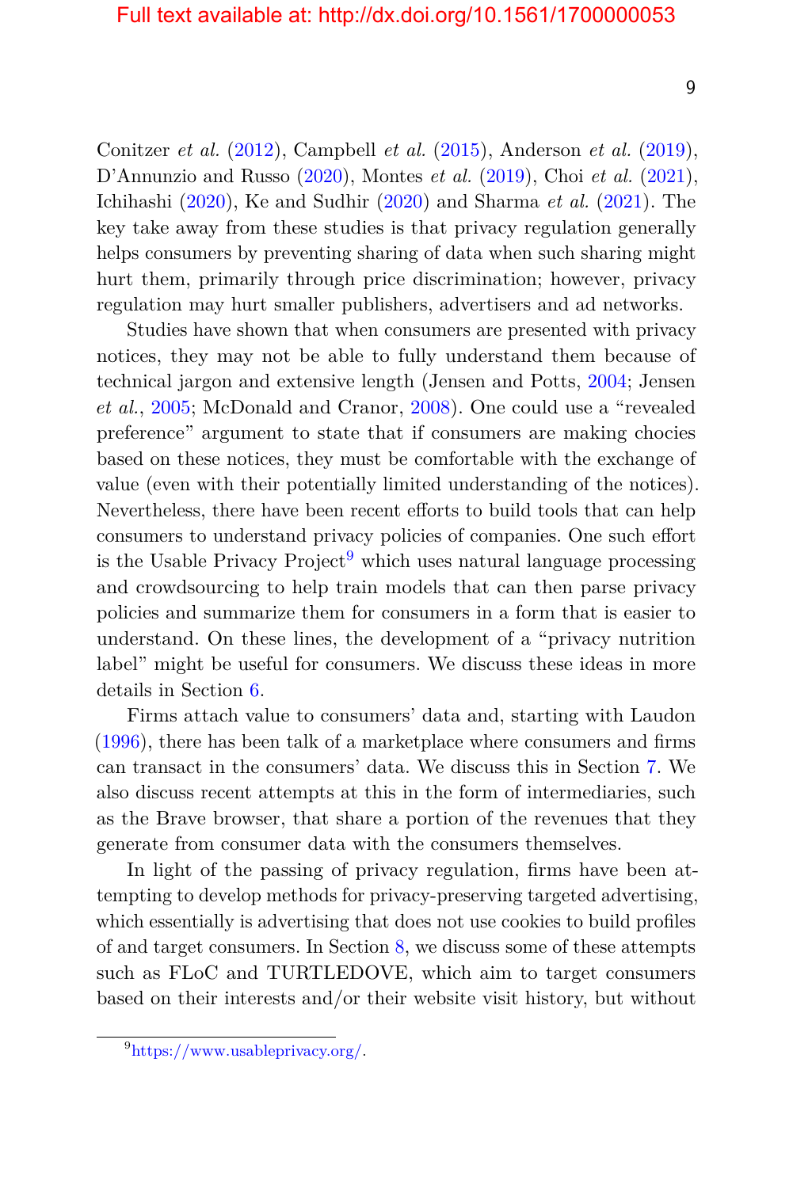Conitzer *et al.* (2012), Campbell *et al.* (2015), Anderson *et al.* (2019), D'Annunzio and Russo (2020), Montes *et al.* (2019), Choi *et al.* (2021), Ichihashi (2020), Ke and Sudhir (2020) and Sharma *et al.* (2021). The key take away from these studies is that privacy regulation generally helps consumers by preventing sharing of data when such sharing might hurt them, primarily through price discrimination; however, privacy regulation may hurt smaller publishers, advertisers and ad networks.

Studies have shown that when consumers are presented with privacy notices, they may not be able to fully understand them because of technical jargon and extensive length (Jensen and Potts, 2004; Jensen *et al.*, 2005; McDonald and Cranor, 2008). One could use a "revealed preference" argument to state that if consumers are making chocies based on these notices, they must be comfortable with the exchange of value (even with their potentially limited understanding of the notices). Nevertheless, there have been recent efforts to build tools that can help consumers to understand privacy policies of companies. One such effort is the Usable Privacy Project[9] which uses natural language processing and crowdsourcing to help train models that can then parse privacy policies and summarize them for consumers in a form that is easier to understand. On these lines, the development of a "privacy nutrition label" might be useful for consumers. We discuss these ideas in more details in Section 6.

Firms attach value to consumers' data and, starting with Laudon (1996), there has been talk of a marketplace where consumers and firms can transact in the consumers' data. We discuss this in Section 7. We also discuss recent attempts at this in the form of intermediaries, such as the Brave browser, that share a portion of the revenues that they generate from consumer data with the consumers themselves.

In light of the passing of privacy regulation, firms have been attempting to develop methods for privacy-preserving targeted advertising, which essentially is advertising that does not use cookies to build profiles of and target consumers. In Section 8, we discuss some of these attempts such as FLoC and TURTLEDOVE, which aim to target consumers based on their interests and/or their website visit history, but without

[9] https://www.usableprivacy.org/.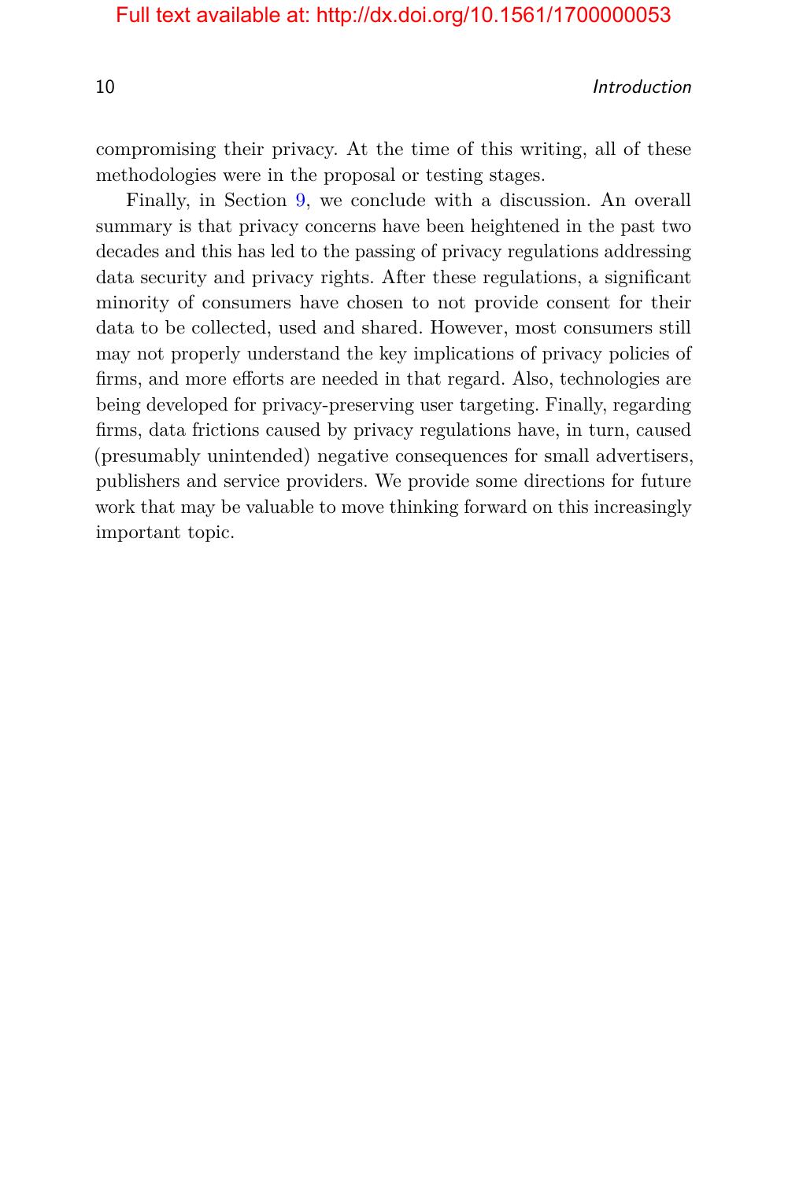compromising their privacy. At the time of this writing, all of these methodologies were in the proposal or testing stages.

Finally, in Section 9, we conclude with a discussion. An overall summary is that privacy concerns have been heightened in the past two decades and this has led to the passing of privacy regulations addressing data security and privacy rights. After these regulations, a significant minority of consumers have chosen to not provide consent for their data to be collected, used and shared. However, most consumers still may not properly understand the key implications of privacy policies of firms, and more efforts are needed in that regard. Also, technologies are being developed for privacy-preserving user targeting. Finally, regarding firms, data frictions caused by privacy regulations have, in turn, caused (presumably unintended) negative consequences for small advertisers, publishers and service providers. We provide some directions for future work that may be valuable to move thinking forward on this increasingly important topic.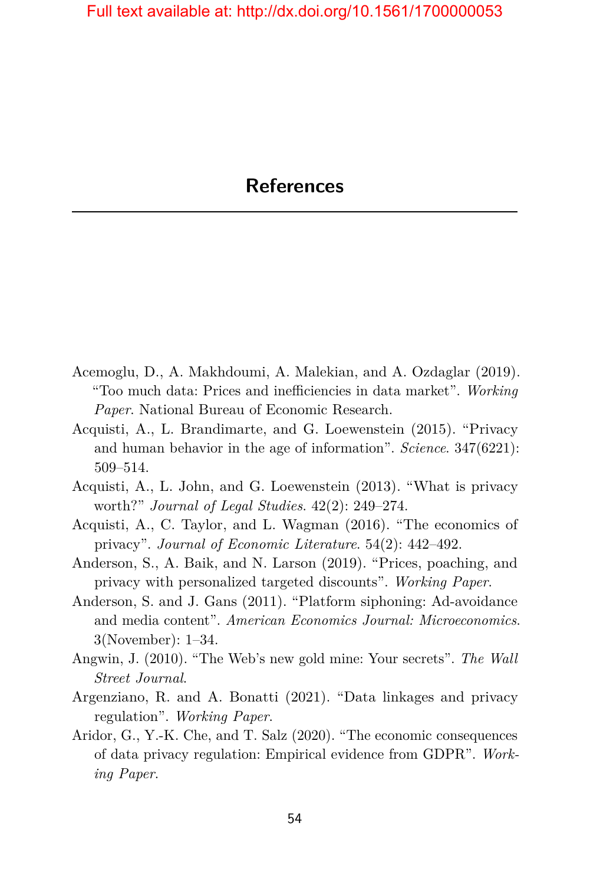# References

Acemoglu, D., A. Makhdoumi, A. Malekian, and A. Ozdaglar (2019). "Too much data: Prices and inefficiencies in data market". *Working Paper*. National Bureau of Economic Research.

Acquisti, A., L. Brandimarte, and G. Loewenstein (2015). "Privacy and human behavior in the age of information". *Science*. 347(6221): 509–514.

Acquisti, A., L. John, and G. Loewenstein (2013). "What is privacy worth?" *Journal of Legal Studies*. 42(2): 249–274.

Acquisti, A., C. Taylor, and L. Wagman (2016). "The economics of privacy". *Journal of Economic Literature*. 54(2): 442–492.

Anderson, S., A. Baik, and N. Larson (2019). "Prices, poaching, and privacy with personalized targeted discounts". *Working Paper*.

Anderson, S. and J. Gans (2011). "Platform siphoning: Ad-avoidance and media content". *American Economics Journal: Microeconomics*. 3(November): 1–34.

Angwin, J. (2010). "The Web's new gold mine: Your secrets". *The Wall Street Journal*.

Argenziano, R. and A. Bonatti (2021). "Data linkages and privacy regulation". *Working Paper*.

Aridor, G., Y.-K. Che, and T. Salz (2020). "The economic consequences of data privacy regulation: Empirical evidence from GDPR". *Working Paper*.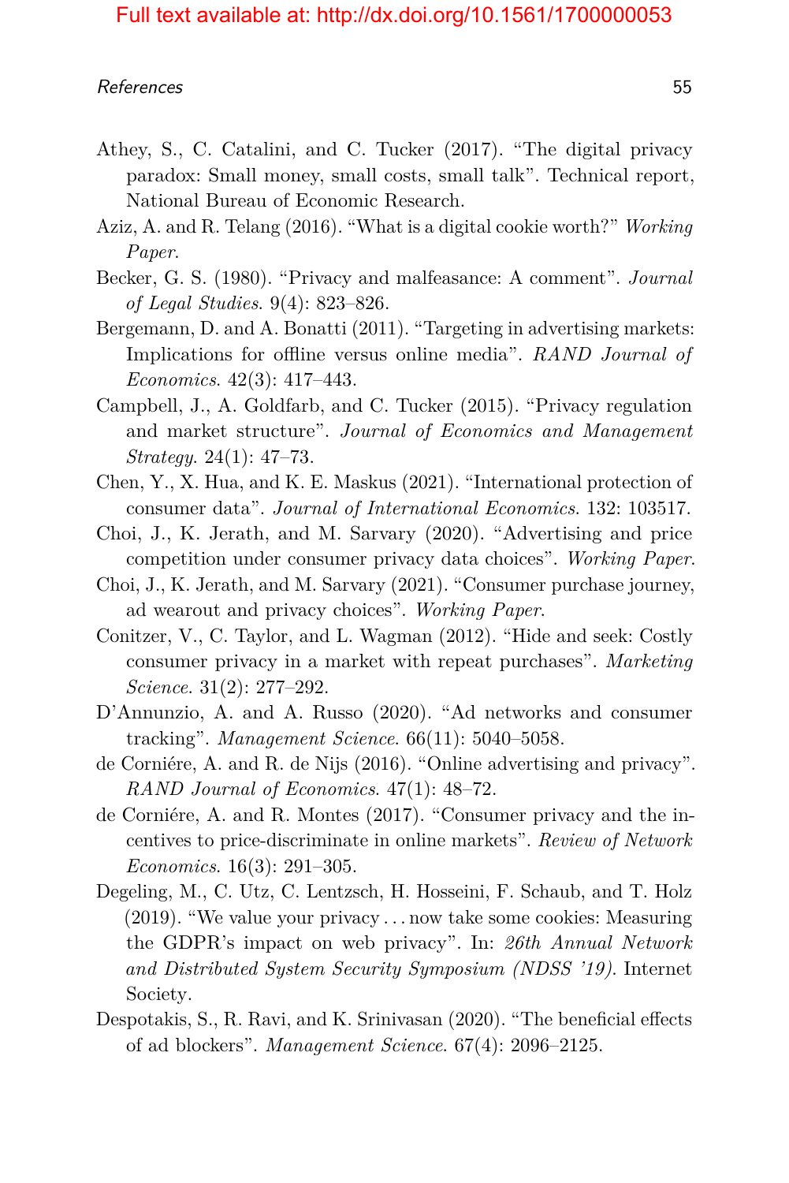Athey, S., C. Catalini, and C. Tucker (2017). "The digital privacy paradox: Small money, small costs, small talk". Technical report, National Bureau of Economic Research.

Aziz, A. and R. Telang (2016). "What is a digital cookie worth?" *Working Paper*.

Becker, G. S. (1980). "Privacy and malfeasance: A comment". *Journal of Legal Studies*. 9(4): 823–826.

Bergemann, D. and A. Bonatti (2011). "Targeting in advertising markets: Implications for offline versus online media". *RAND Journal of Economics*. 42(3): 417–443.

Campbell, J., A. Goldfarb, and C. Tucker (2015). "Privacy regulation and market structure". *Journal of Economics and Management Strategy*. 24(1): 47–73.

Chen, Y., X. Hua, and K. E. Maskus (2021). "International protection of consumer data". *Journal of International Economics*. 132: 103517.

Choi, J., K. Jerath, and M. Sarvary (2020). "Advertising and price competition under consumer privacy data choices". *Working Paper*.

Choi, J., K. Jerath, and M. Sarvary (2021). "Consumer purchase journey, ad wearout and privacy choices". *Working Paper*.

Conitzer, V., C. Taylor, and L. Wagman (2012). "Hide and seek: Costly consumer privacy in a market with repeat purchases". *Marketing Science*. 31(2): 277–292.

D'Annunzio, A. and A. Russo (2020). "Ad networks and consumer tracking". *Management Science*. 66(11): 5040–5058.

de Corniére, A. and R. de Nijs (2016). "Online advertising and privacy". *RAND Journal of Economics*. 47(1): 48–72.

de Corniére, A. and R. Montes (2017). "Consumer privacy and the incentives to price-discriminate in online markets". *Review of Network Economics*. 16(3): 291–305.

Degeling, M., C. Utz, C. Lentzsch, H. Hosseini, F. Schaub, and T. Holz (2019). "We value your privacy . . . now take some cookies: Measuring the GDPR's impact on web privacy". In: *26th Annual Network and Distributed System Security Symposium (NDSS '19)*. Internet Society.

Despotakis, S., R. Ravi, and K. Srinivasan (2020). "The beneficial effects of ad blockers". *Management Science*. 67(4): 2096–2125.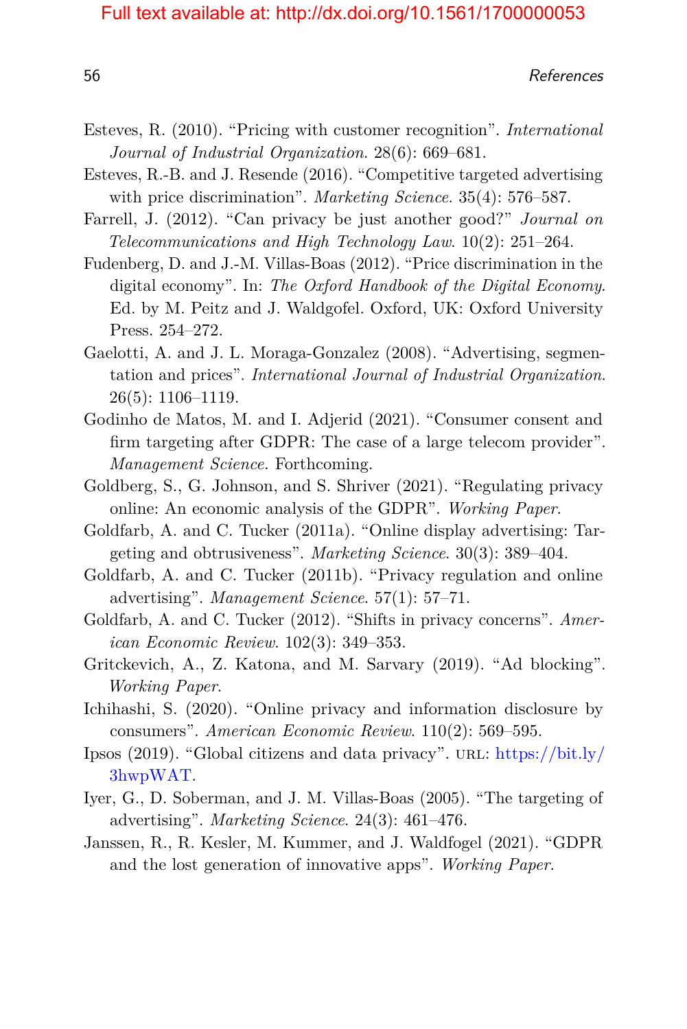Esteves, R. (2010). “Pricing with customer recognition”. *International Journal of Industrial Organization*. 28(6): 669–681.

Esteves, R.-B. and J. Resende (2016). “Competitive targeted advertising with price discrimination”. *Marketing Science*. 35(4): 576–587.

Farrell, J. (2012). “Can privacy be just another good?” *Journal on Telecommunications and High Technology Law*. 10(2): 251–264.

Fudenberg, D. and J.-M. Villas-Boas (2012). “Price discrimination in the digital economy”. In: *The Oxford Handbook of the Digital Economy*. Ed. by M. Peitz and J. Waldgofel. Oxford, UK: Oxford University Press. 254–272.

Gaelotti, A. and J. L. Moraga-Gonzalez (2008). “Advertising, segmentation and prices”. *International Journal of Industrial Organization*. 26(5): 1106–1119.

Godinho de Matos, M. and I. Adjerid (2021). “Consumer consent and firm targeting after GDPR: The case of a large telecom provider”. *Management Science*. Forthcoming.

Goldberg, S., G. Johnson, and S. Shriver (2021). “Regulating privacy online: An economic analysis of the GDPR”. *Working Paper*.

Goldfarb, A. and C. Tucker (2011a). “Online display advertising: Targeting and obtrusiveness”. *Marketing Science*. 30(3): 389–404.

Goldfarb, A. and C. Tucker (2011b). “Privacy regulation and online advertising”. *Management Science*. 57(1): 57–71.

Goldfarb, A. and C. Tucker (2012). “Shifts in privacy concerns”. *American Economic Review*. 102(3): 349–353.

Gritckevich, A., Z. Katona, and M. Sarvary (2019). “Ad blocking”. *Working Paper*.

Ichihashi, S. (2020). “Online privacy and information disclosure by consumers”. *American Economic Review*. 110(2): 569–595.

Ipsos (2019). “Global citizens and data privacy”. URL: https://bit.ly/3hwpWAT.

Iyer, G., D. Soberman, and J. M. Villas-Boas (2005). “The targeting of advertising”. *Marketing Science*. 24(3): 461–476.

Janssen, R., R. Kesler, M. Kummer, and J. Waldfogel (2021). “GDPR and the lost generation of innovative apps”. *Working Paper*.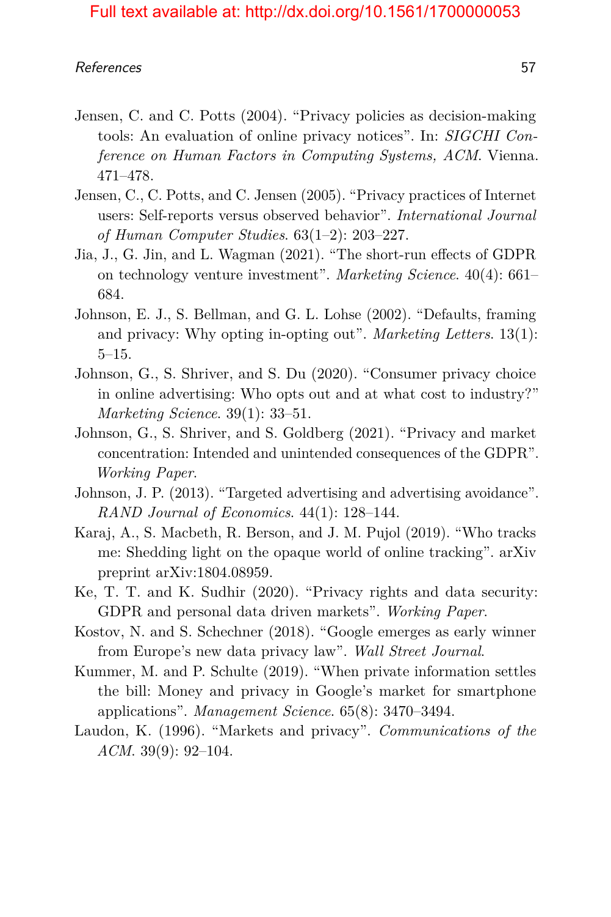Jensen, C. and C. Potts (2004). "Privacy policies as decision-making tools: An evaluation of online privacy notices". In: *SIGCHI Conference on Human Factors in Computing Systems, ACM*. Vienna. 471–478.

Jensen, C., C. Potts, and C. Jensen (2005). "Privacy practices of Internet users: Self-reports versus observed behavior". *International Journal of Human Computer Studies*. 63(1–2): 203–227.

Jia, J., G. Jin, and L. Wagman (2021). "The short-run effects of GDPR on technology venture investment". *Marketing Science*. 40(4): 661–684.

Johnson, E. J., S. Bellman, and G. L. Lohse (2002). "Defaults, framing and privacy: Why opting in-opting out". *Marketing Letters*. 13(1): 5–15.

Johnson, G., S. Shriver, and S. Du (2020). "Consumer privacy choice in online advertising: Who opts out and at what cost to industry?" *Marketing Science*. 39(1): 33–51.

Johnson, G., S. Shriver, and S. Goldberg (2021). "Privacy and market concentration: Intended and unintended consequences of the GDPR". *Working Paper*.

Johnson, J. P. (2013). "Targeted advertising and advertising avoidance". *RAND Journal of Economics*. 44(1): 128–144.

Karaj, A., S. Macbeth, R. Berson, and J. M. Pujol (2019). "Who tracks me: Shedding light on the opaque world of online tracking". arXiv preprint arXiv:1804.08959.

Ke, T. T. and K. Sudhir (2020). "Privacy rights and data security: GDPR and personal data driven markets". *Working Paper*.

Kostov, N. and S. Schechner (2018). "Google emerges as early winner from Europe's new data privacy law". *Wall Street Journal*.

Kummer, M. and P. Schulte (2019). "When private information settles the bill: Money and privacy in Google's market for smartphone applications". *Management Science*. 65(8): 3470–3494.

Laudon, K. (1996). "Markets and privacy". *Communications of the ACM*. 39(9): 92–104.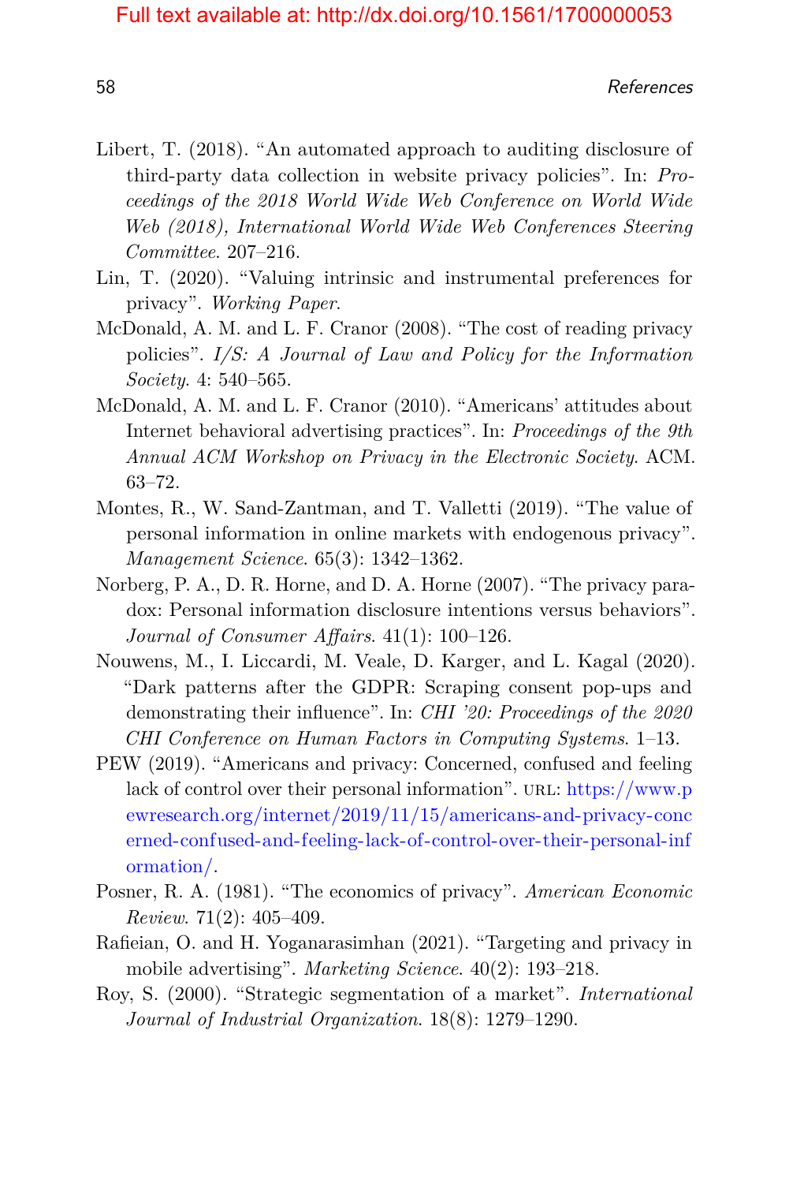Libert, T. (2018). "An automated approach to auditing disclosure of third-party data collection in website privacy policies". In: *Proceedings of the 2018 World Wide Web Conference on World Wide Web (2018), International World Wide Web Conferences Steering Committee*. 207–216.

Lin, T. (2020). "Valuing intrinsic and instrumental preferences for privacy". *Working Paper*.

McDonald, A. M. and L. F. Cranor (2008). "The cost of reading privacy policies". *I/S: A Journal of Law and Policy for the Information Society*. 4: 540–565.

McDonald, A. M. and L. F. Cranor (2010). "Americans' attitudes about Internet behavioral advertising practices". In: *Proceedings of the 9th Annual ACM Workshop on Privacy in the Electronic Society*. ACM. 63–72.

Montes, R., W. Sand-Zantman, and T. Valletti (2019). "The value of personal information in online markets with endogenous privacy". *Management Science*. 65(3): 1342–1362.

Norberg, P. A., D. R. Horne, and D. A. Horne (2007). "The privacy paradox: Personal information disclosure intentions versus behaviors". *Journal of Consumer Affairs*. 41(1): 100–126.

Nouwens, M., I. Liccardi, M. Veale, D. Karger, and L. Kagal (2020). "Dark patterns after the GDPR: Scraping consent pop-ups and demonstrating their influence". In: *CHI '20: Proceedings of the 2020 CHI Conference on Human Factors in Computing Systems*. 1–13.

PEW (2019). "Americans and privacy: Concerned, confused and feeling lack of control over their personal information". URL: https://www.pewresearch.org/internet/2019/11/15/americans-and-privacy-concerned-confused-and-feeling-lack-of-control-over-their-personal-information/.

Posner, R. A. (1981). "The economics of privacy". *American Economic Review*. 71(2): 405–409.

Rafieian, O. and H. Yoganarasimhan (2021). "Targeting and privacy in mobile advertising". *Marketing Science*. 40(2): 193–218.

Roy, S. (2000). "Strategic segmentation of a market". *International Journal of Industrial Organization*. 18(8): 1279–1290.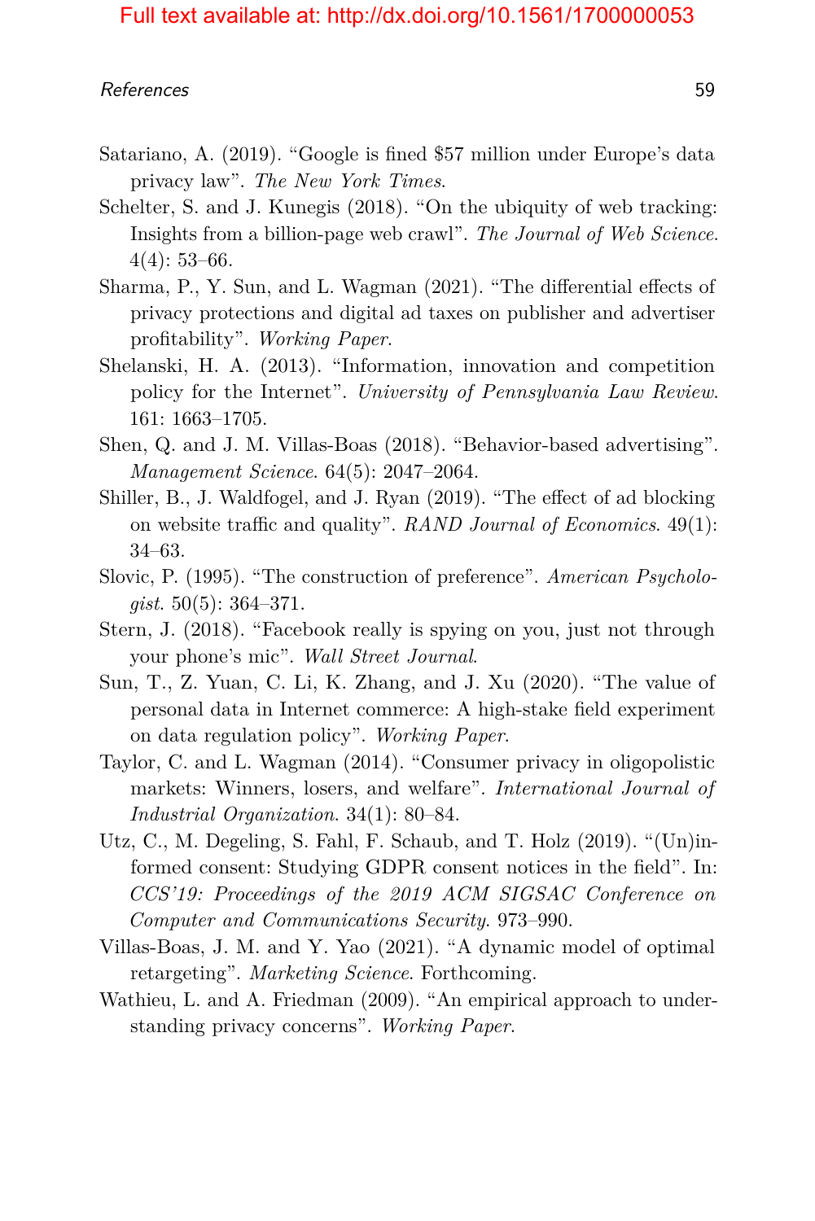Satariano, A. (2019). "Google is fined $57 million under Europe's data privacy law". *The New York Times*.

Schelter, S. and J. Kunegis (2018). "On the ubiquity of web tracking: Insights from a billion-page web crawl". *The Journal of Web Science*. 4(4): 53–66.

Sharma, P., Y. Sun, and L. Wagman (2021). "The differential effects of privacy protections and digital ad taxes on publisher and advertiser profitability". *Working Paper*.

Shelanski, H. A. (2013). "Information, innovation and competition policy for the Internet". *University of Pennsylvania Law Review*. 161: 1663–1705.

Shen, Q. and J. M. Villas-Boas (2018). "Behavior-based advertising". *Management Science*. 64(5): 2047–2064.

Shiller, B., J. Waldfogel, and J. Ryan (2019). "The effect of ad blocking on website traffic and quality". *RAND Journal of Economics*. 49(1): 34–63.

Slovic, P. (1995). "The construction of preference". *American Psychologist*. 50(5): 364–371.

Stern, J. (2018). "Facebook really is spying on you, just not through your phone's mic". *Wall Street Journal*.

Sun, T., Z. Yuan, C. Li, K. Zhang, and J. Xu (2020). "The value of personal data in Internet commerce: A high-stake field experiment on data regulation policy". *Working Paper*.

Taylor, C. and L. Wagman (2014). "Consumer privacy in oligopolistic markets: Winners, losers, and welfare". *International Journal of Industrial Organization*. 34(1): 80–84.

Utz, C., M. Degeling, S. Fahl, F. Schaub, and T. Holz (2019). "(Un)informed consent: Studying GDPR consent notices in the field". In: *CCS'19: Proceedings of the 2019 ACM SIGSAC Conference on Computer and Communications Security*. 973–990.

Villas-Boas, J. M. and Y. Yao (2021). "A dynamic model of optimal retargeting". *Marketing Science*. Forthcoming.

Wathieu, L. and A. Friedman (2009). "An empirical approach to understanding privacy concerns". *Working Paper*.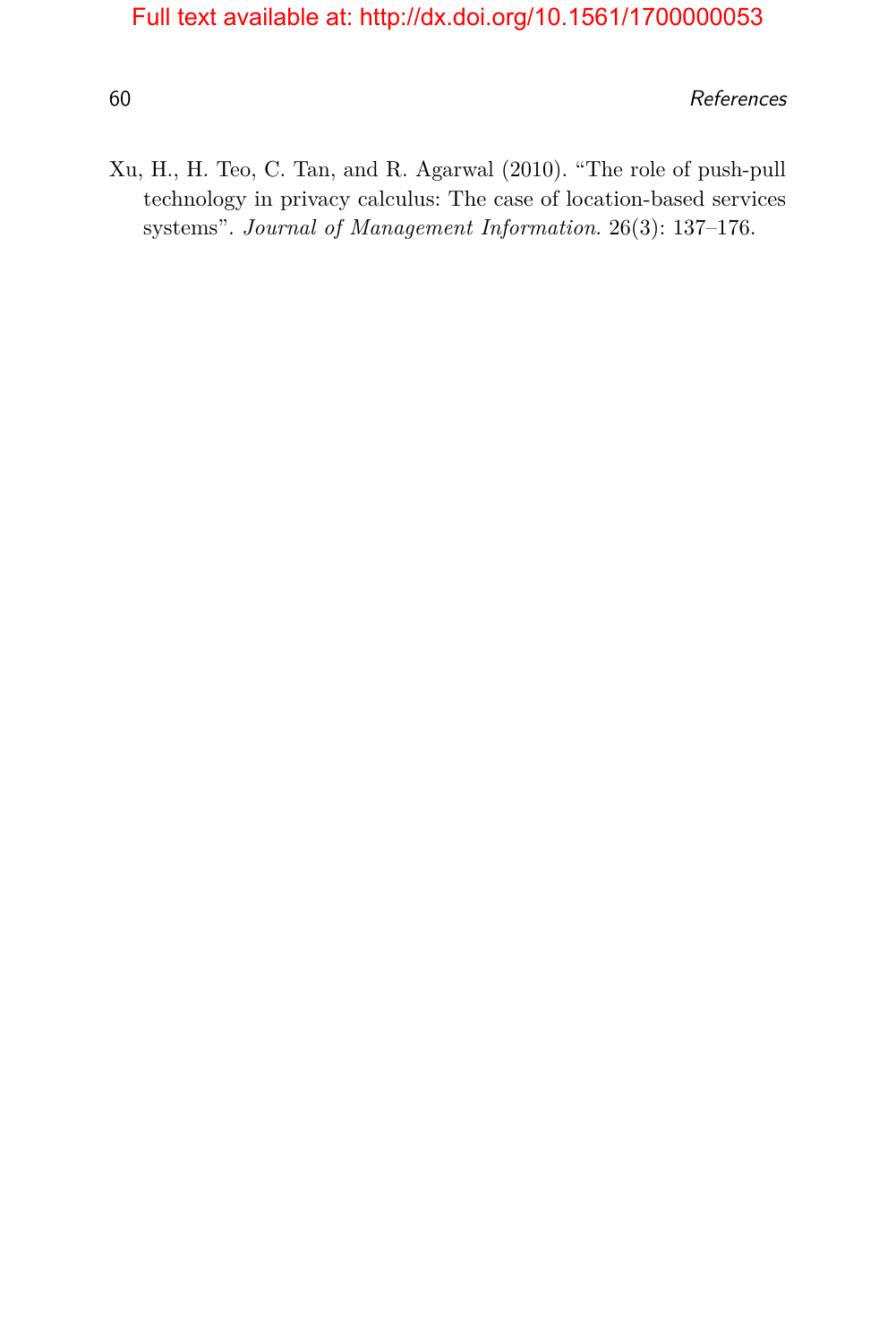Xu, H., H. Teo, C. Tan, and R. Agarwal (2010). “The role of push-pull technology in privacy calculus: The case of location-based services systems”. *Journal of Management Information*. 26(3): 137–176.